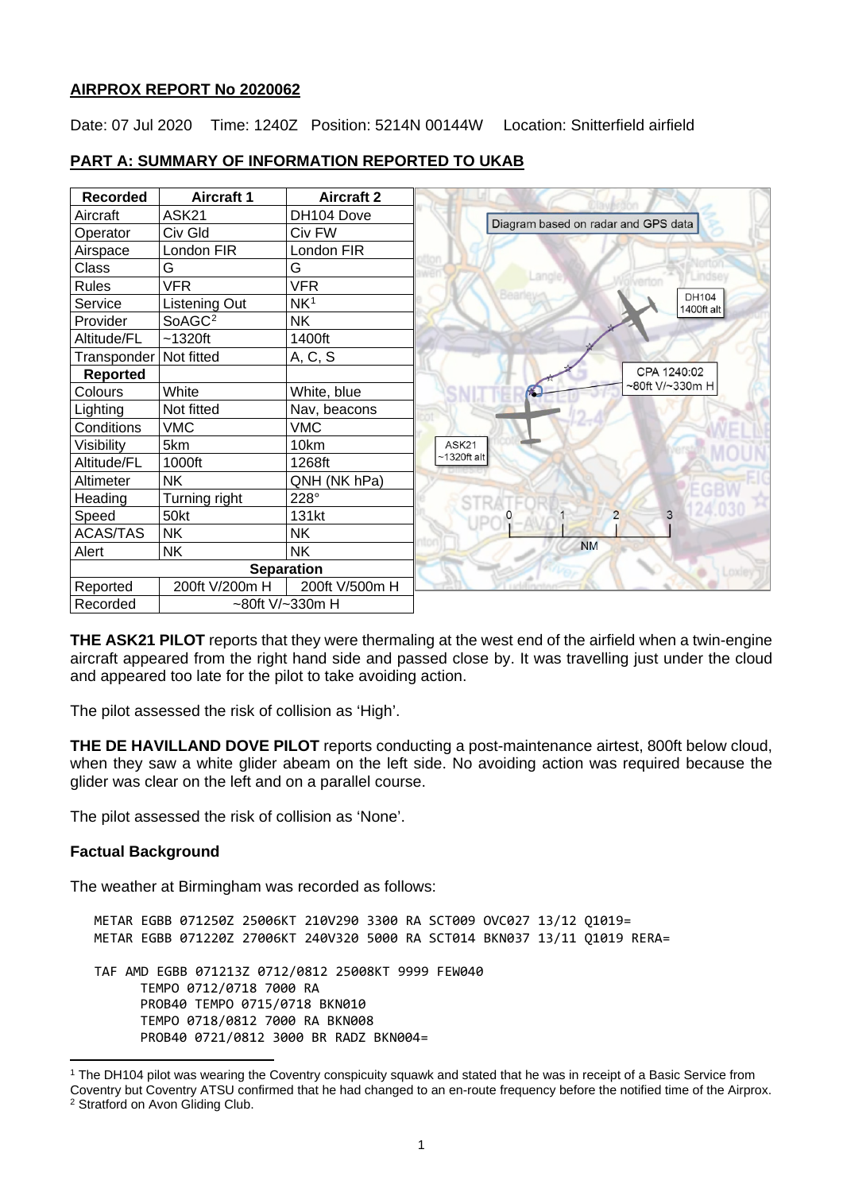**AIRPROX REPORT No 2020062**

Date: 07 Jul 2020 Time: 1240Z Position: 5214N 00144W Location: Snitterfield airfield

**PART A: SUMMARY OF INFORMATION REPORTED TO UKAB**

| Recorded | Aircraft 1 | Aircraft 2 |
|---|---|---|
| Aircraft | ASK21 | DH104 Dove |
| Operator | Civ Gld | Civ FW |
| Airspace | London FIR | London FIR |
| Class | G | G |
| Rules | VFR | VFR |
| Service | Listening Out | NK[1] |
| Provider | SoAGC[2] | NK |
| Altitude/FL | ~1320ft | 1400ft |
| Transponder | Not fitted | A, C, S |
| **Reported** | | |
| Colours | White | White, blue |
| Lighting | Not fitted | Nav, beacons |
| Conditions | VMC | VMC |
| Visibility | 5km | 10km |
| Altitude/FL | 1000ft | 1268ft |
| Altimeter | NK | QNH (NK hPa) |
| Heading | Turning right | 228° |
| Speed | 50kt | 131kt |
| ACAS/TAS | NK | NK |
| Alert | NK | NK |
| **Separation** | | |
| Reported | 200ft V/200m H | 200ft V/500m H |
| Recorded | ~80ft V/~330m H | |

Diagram based on radar and GPS data

DH104 1400ft alt

CPA 1240:02 ~80ft V/~330m H

ASK21 ~1320ft alt

**THE ASK21 PILOT** reports that they were thermaling at the west end of the airfield when a twin-engine aircraft appeared from the right hand side and passed close by. It was travelling just under the cloud and appeared too late for the pilot to take avoiding action.

The pilot assessed the risk of collision as 'High'.

**THE DE HAVILLAND DOVE PILOT** reports conducting a post-maintenance airtest, 800ft below cloud, when they saw a white glider abeam on the left side. No avoiding action was required because the glider was clear on the left and on a parallel course.

The pilot assessed the risk of collision as 'None'.

**Factual Background**

The weather at Birmingham was recorded as follows:

```
METAR EGBB 071250Z 25006KT 210V290 3300 RA SCT009 OVC027 13/12 Q1019=
METAR EGBB 071220Z 27006KT 240V320 5000 RA SCT014 BKN037 13/11 Q1019 RERA=

TAF AMD EGBB 071213Z 0712/0812 25008KT 9999 FEW040
      TEMPO 0712/0718 7000 RA
      PROB40 TEMPO 0715/0718 BKN010
      TEMPO 0718/0812 7000 RA BKN008
      PROB40 0721/0812 3000 BR RADZ BKN004=
```

[1] The DH104 pilot was wearing the Coventry conspicuity squawk and stated that he was in receipt of a Basic Service from Coventry but Coventry ATSU confirmed that he had changed to an en-route frequency before the notified time of the Airprox.

[2] Stratford on Avon Gliding Club.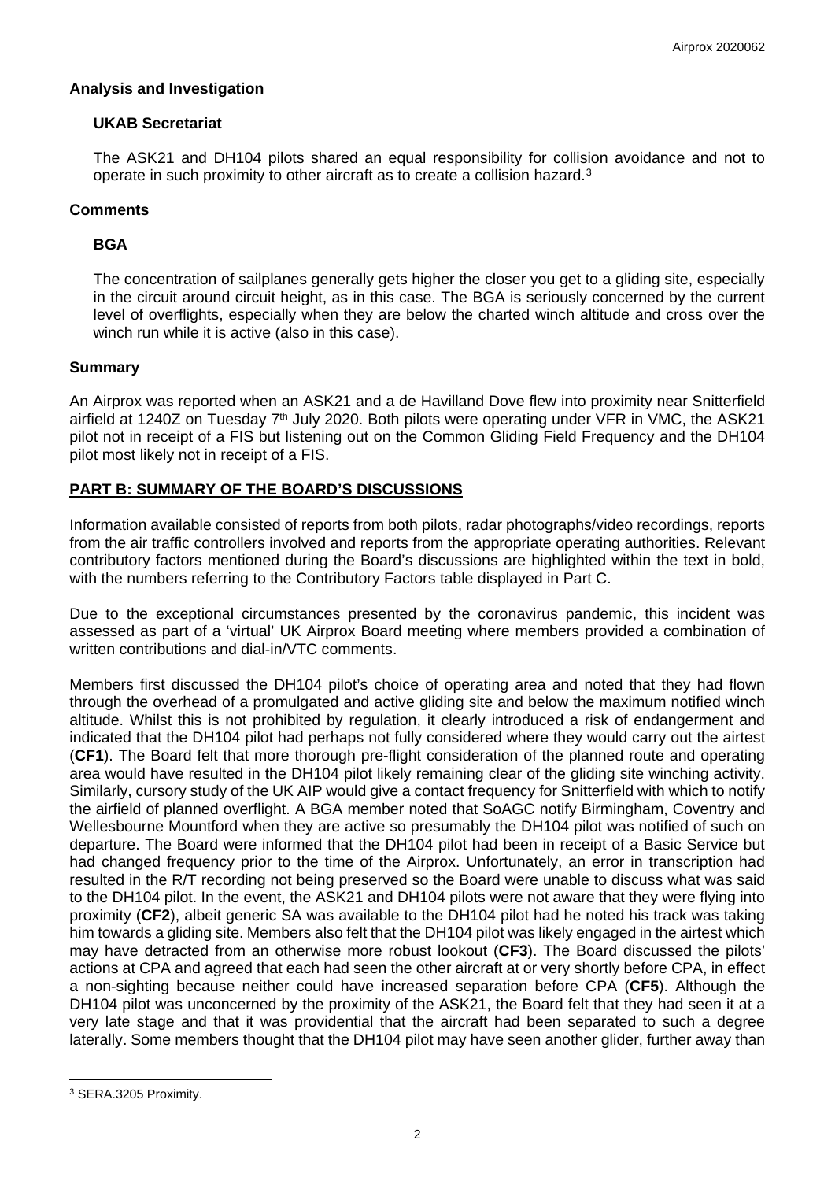## Analysis and Investigation

### UKAB Secretariat

The ASK21 and DH104 pilots shared an equal responsibility for collision avoidance and not to operate in such proximity to other aircraft as to create a collision hazard.[3]

## Comments

### BGA

The concentration of sailplanes generally gets higher the closer you get to a gliding site, especially in the circuit around circuit height, as in this case. The BGA is seriously concerned by the current level of overflights, especially when they are below the charted winch altitude and cross over the winch run while it is active (also in this case).

## Summary

An Airprox was reported when an ASK21 and a de Havilland Dove flew into proximity near Snitterfield airfield at 1240Z on Tuesday 7th July 2020. Both pilots were operating under VFR in VMC, the ASK21 pilot not in receipt of a FIS but listening out on the Common Gliding Field Frequency and the DH104 pilot most likely not in receipt of a FIS.

## PART B: SUMMARY OF THE BOARD'S DISCUSSIONS

Information available consisted of reports from both pilots, radar photographs/video recordings, reports from the air traffic controllers involved and reports from the appropriate operating authorities. Relevant contributory factors mentioned during the Board's discussions are highlighted within the text in bold, with the numbers referring to the Contributory Factors table displayed in Part C.

Due to the exceptional circumstances presented by the coronavirus pandemic, this incident was assessed as part of a 'virtual' UK Airprox Board meeting where members provided a combination of written contributions and dial-in/VTC comments.

Members first discussed the DH104 pilot's choice of operating area and noted that they had flown through the overhead of a promulgated and active gliding site and below the maximum notified winch altitude. Whilst this is not prohibited by regulation, it clearly introduced a risk of endangerment and indicated that the DH104 pilot had perhaps not fully considered where they would carry out the airtest (**CF1**). The Board felt that more thorough pre-flight consideration of the planned route and operating area would have resulted in the DH104 pilot likely remaining clear of the gliding site winching activity. Similarly, cursory study of the UK AIP would give a contact frequency for Snitterfield with which to notify the airfield of planned overflight. A BGA member noted that SoAGC notify Birmingham, Coventry and Wellesbourne Mountford when they are active so presumably the DH104 pilot was notified of such on departure. The Board were informed that the DH104 pilot had been in receipt of a Basic Service but had changed frequency prior to the time of the Airprox. Unfortunately, an error in transcription had resulted in the R/T recording not being preserved so the Board were unable to discuss what was said to the DH104 pilot. In the event, the ASK21 and DH104 pilots were not aware that they were flying into proximity (**CF2**), albeit generic SA was available to the DH104 pilot had he noted his track was taking him towards a gliding site. Members also felt that the DH104 pilot was likely engaged in the airtest which may have detracted from an otherwise more robust lookout (**CF3**). The Board discussed the pilots' actions at CPA and agreed that each had seen the other aircraft at or very shortly before CPA, in effect a non-sighting because neither could have increased separation before CPA (**CF5**). Although the DH104 pilot was unconcerned by the proximity of the ASK21, the Board felt that they had seen it at a very late stage and that it was providential that the aircraft had been separated to such a degree laterally. Some members thought that the DH104 pilot may have seen another glider, further away than

[3] SERA.3205 Proximity.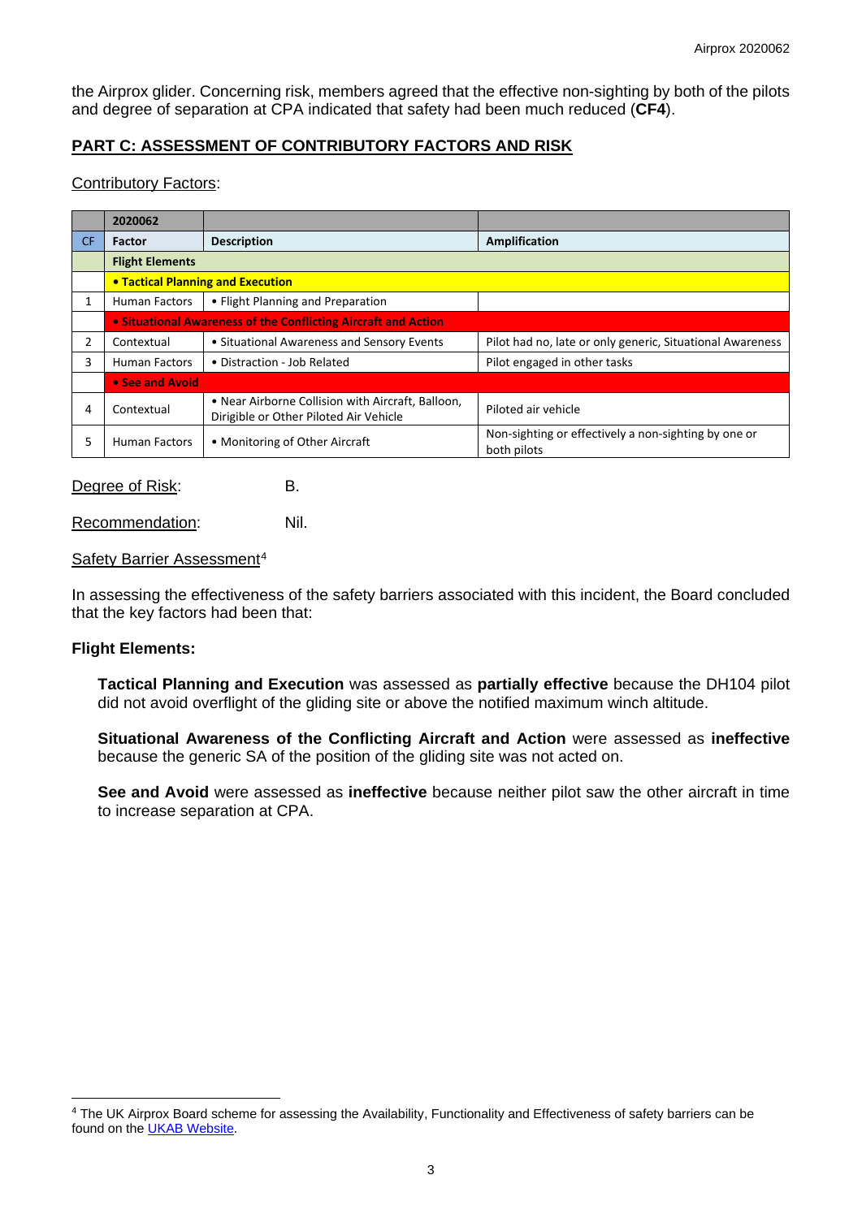the Airprox glider. Concerning risk, members agreed that the effective non-sighting by both of the pilots and degree of separation at CPA indicated that safety had been much reduced (**CF4**).

## PART C: ASSESSMENT OF CONTRIBUTORY FACTORS AND RISK

Contributory Factors:

| | 2020062 | | |
|---|---|---|---|
| CF | Factor | Description | Amplification |
| | **Flight Elements** | | |
| | **• Tactical Planning and Execution** | | |
| 1 | Human Factors | • Flight Planning and Preparation | |
| | **• Situational Awareness of the Conflicting Aircraft and Action** | | |
| 2 | Contextual | • Situational Awareness and Sensory Events | Pilot had no, late or only generic, Situational Awareness |
| 3 | Human Factors | • Distraction - Job Related | Pilot engaged in other tasks |
| | **• See and Avoid** | | |
| 4 | Contextual | • Near Airborne Collision with Aircraft, Balloon, Dirigible or Other Piloted Air Vehicle | Piloted air vehicle |
| 5 | Human Factors | • Monitoring of Other Aircraft | Non-sighting or effectively a non-sighting by one or both pilots |

Degree of Risk: B.

Recommendation: Nil.

Safety Barrier Assessment[4]

In assessing the effectiveness of the safety barriers associated with this incident, the Board concluded that the key factors had been that:

**Flight Elements:**

**Tactical Planning and Execution** was assessed as **partially effective** because the DH104 pilot did not avoid overflight of the gliding site or above the notified maximum winch altitude.

**Situational Awareness of the Conflicting Aircraft and Action** were assessed as **ineffective** because the generic SA of the position of the gliding site was not acted on.

**See and Avoid** were assessed as **ineffective** because neither pilot saw the other aircraft in time to increase separation at CPA.

[4] The UK Airprox Board scheme for assessing the Availability, Functionality and Effectiveness of safety barriers can be found on the UKAB Website.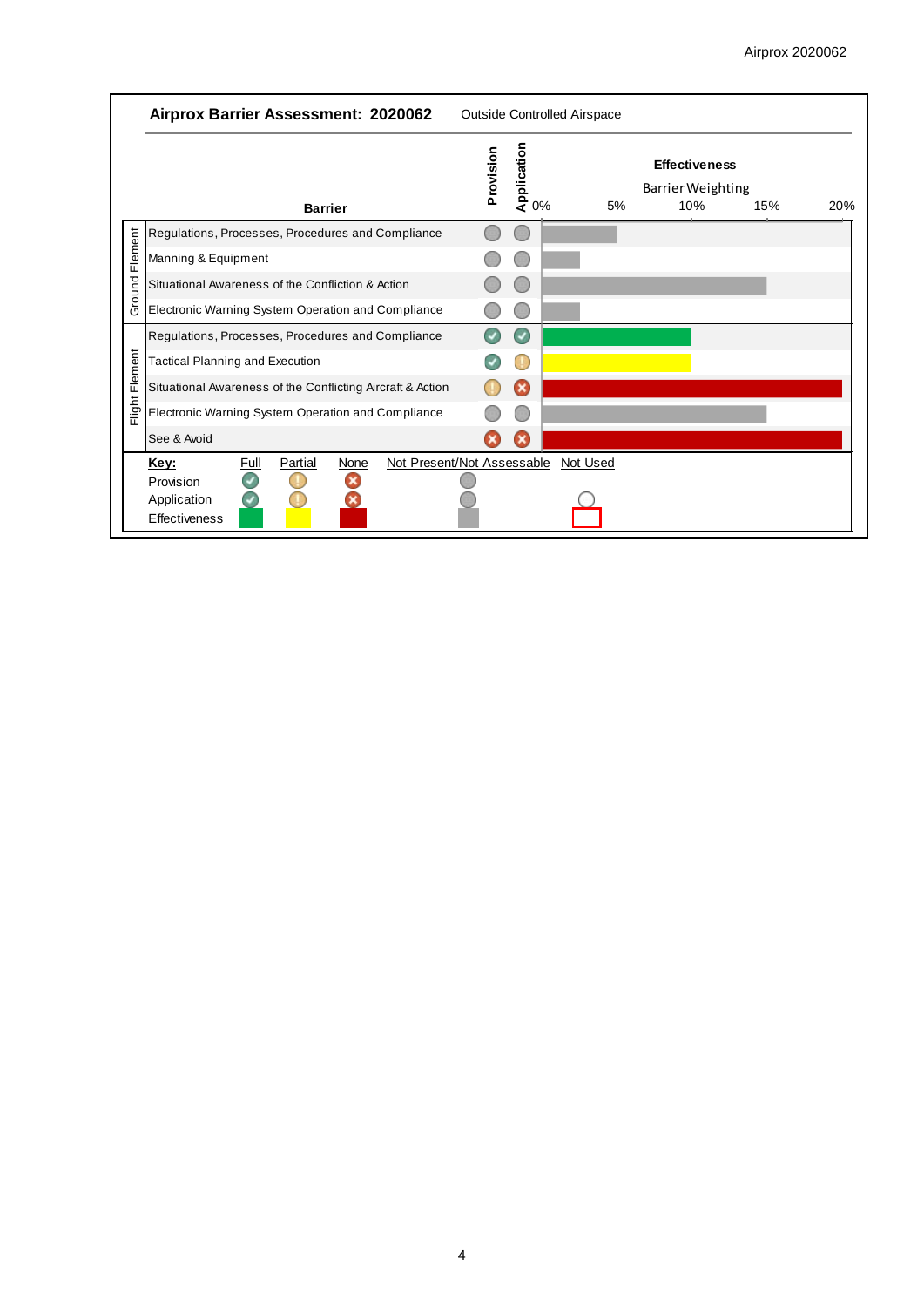**Airprox Barrier Assessment: 2020062** Outside Controlled Airspace

Barrier

Provision

Application

Effectiveness

Barrier Weighting

0%

5%

10%

15%

20%

Ground Element

Regulations, Processes, Procedures and Compliance

Manning & Equipment

Situational Awareness of the Confliction & Action

Electronic Warning System Operation and Compliance

Flight Element

Regulations, Processes, Procedures and Compliance

Tactical Planning and Execution

Situational Awareness of the Conflicting Aircraft & Action

Electronic Warning System Operation and Compliance

See & Avoid

**Key:** Full Partial None Not Present/Not Assessable Not Used

Provision

Application

Effectiveness